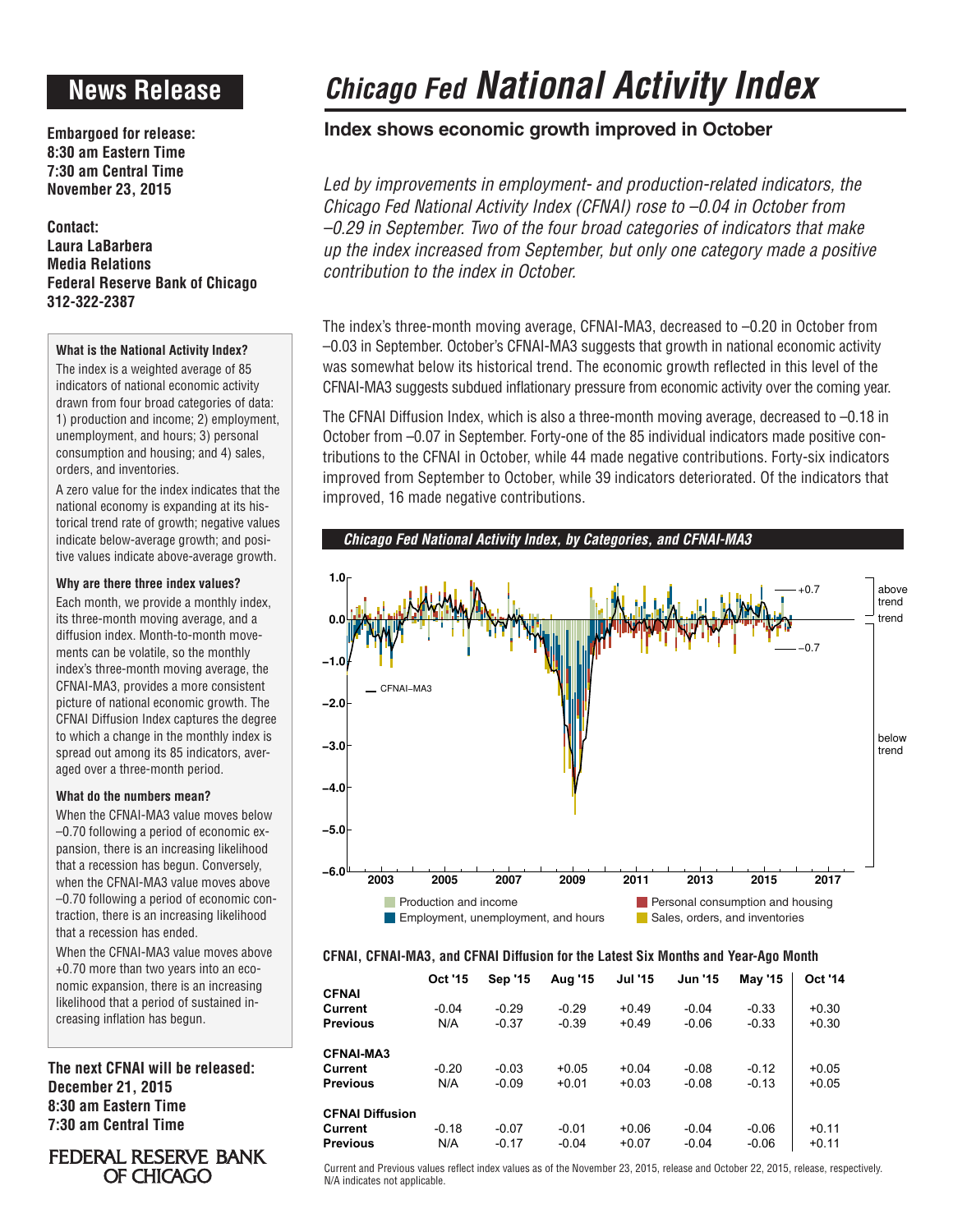# News Release

**Embargoed for release:**
**8:30 am Eastern Time**
**7:30 am Central Time**
**November 23, 2015**

**Contact:**
**Laura LaBarbera**
**Media Relations**
**Federal Reserve Bank of Chicago**
**312-322-2387**

**What is the National Activity Index?**

The index is a weighted average of 85 indicators of national economic activity drawn from four broad categories of data: 1) production and income; 2) employment, unemployment, and hours; 3) personal consumption and housing; and 4) sales, orders, and inventories.

A zero value for the index indicates that the national economy is expanding at its historical trend rate of growth; negative values indicate below-average growth; and positive values indicate above-average growth.

**Why are there three index values?**

Each month, we provide a monthly index, its three-month moving average, and a diffusion index. Month-to-month movements can be volatile, so the monthly index's three-month moving average, the CFNAI-MA3, provides a more consistent picture of national economic growth. The CFNAI Diffusion Index captures the degree to which a change in the monthly index is spread out among its 85 indicators, averaged over a three-month period.

**What do the numbers mean?**

When the CFNAI-MA3 value moves below –0.70 following a period of economic expansion, there is an increasing likelihood that a recession has begun. Conversely, when the CFNAI-MA3 value moves above –0.70 following a period of economic contraction, there is an increasing likelihood that a recession has ended.

When the CFNAI-MA3 value moves above +0.70 more than two years into an economic expansion, there is an increasing likelihood that a period of sustained increasing inflation has begun.

**The next CFNAI will be released:**
**December 21, 2015**
**8:30 am Eastern Time**
**7:30 am Central Time**

FEDERAL RESERVE BANK OF CHICAGO

# *Chicago Fed* National Activity Index

## Index shows economic growth improved in October

*Led by improvements in employment- and production-related indicators, the Chicago Fed National Activity Index (CFNAI) rose to –0.04 in October from –0.29 in September. Two of the four broad categories of indicators that make up the index increased from September, but only one category made a positive contribution to the index in October.*

The index's three-month moving average, CFNAI-MA3, decreased to –0.20 in October from –0.03 in September. October's CFNAI-MA3 suggests that growth in national economic activity was somewhat below its historical trend. The economic growth reflected in this level of the CFNAI-MA3 suggests subdued inflationary pressure from economic activity over the coming year.

The CFNAI Diffusion Index, which is also a three-month moving average, decreased to –0.18 in October from –0.07 in September. Forty-one of the 85 individual indicators made positive contributions to the CFNAI in October, while 44 made negative contributions. Forty-six indicators improved from September to October, while 39 indicators deteriorated. Of the indicators that improved, 16 made negative contributions.

***Chicago Fed National Activity Index, by Categories, and CFNAI-MA3***

**CFNAI, CFNAI-MA3, and CFNAI Diffusion for the Latest Six Months and Year-Ago Month**

| | Oct '15 | Sep '15 | Aug '15 | Jul '15 | Jun '15 | May '15 | Oct '14 |
|---|---|---|---|---|---|---|---|
| **CFNAI** | | | | | | | |
| **Current** | -0.04 | -0.29 | -0.29 | +0.49 | -0.04 | -0.33 | +0.30 |
| **Previous** | N/A | -0.37 | -0.39 | +0.49 | -0.06 | -0.33 | +0.30 |
| **CFNAI-MA3** | | | | | | | |
| **Current** | -0.20 | -0.03 | +0.05 | +0.04 | -0.08 | -0.12 | +0.05 |
| **Previous** | N/A | -0.09 | +0.01 | +0.03 | -0.08 | -0.13 | +0.05 |
| **CFNAI Diffusion** | | | | | | | |
| **Current** | -0.18 | -0.07 | -0.01 | +0.06 | -0.04 | -0.06 | +0.11 |
| **Previous** | N/A | -0.17 | -0.04 | +0.07 | -0.04 | -0.06 | +0.11 |

Current and Previous values reflect index values as of the November 23, 2015, release and October 22, 2015, release, respectively. N/A indicates not applicable.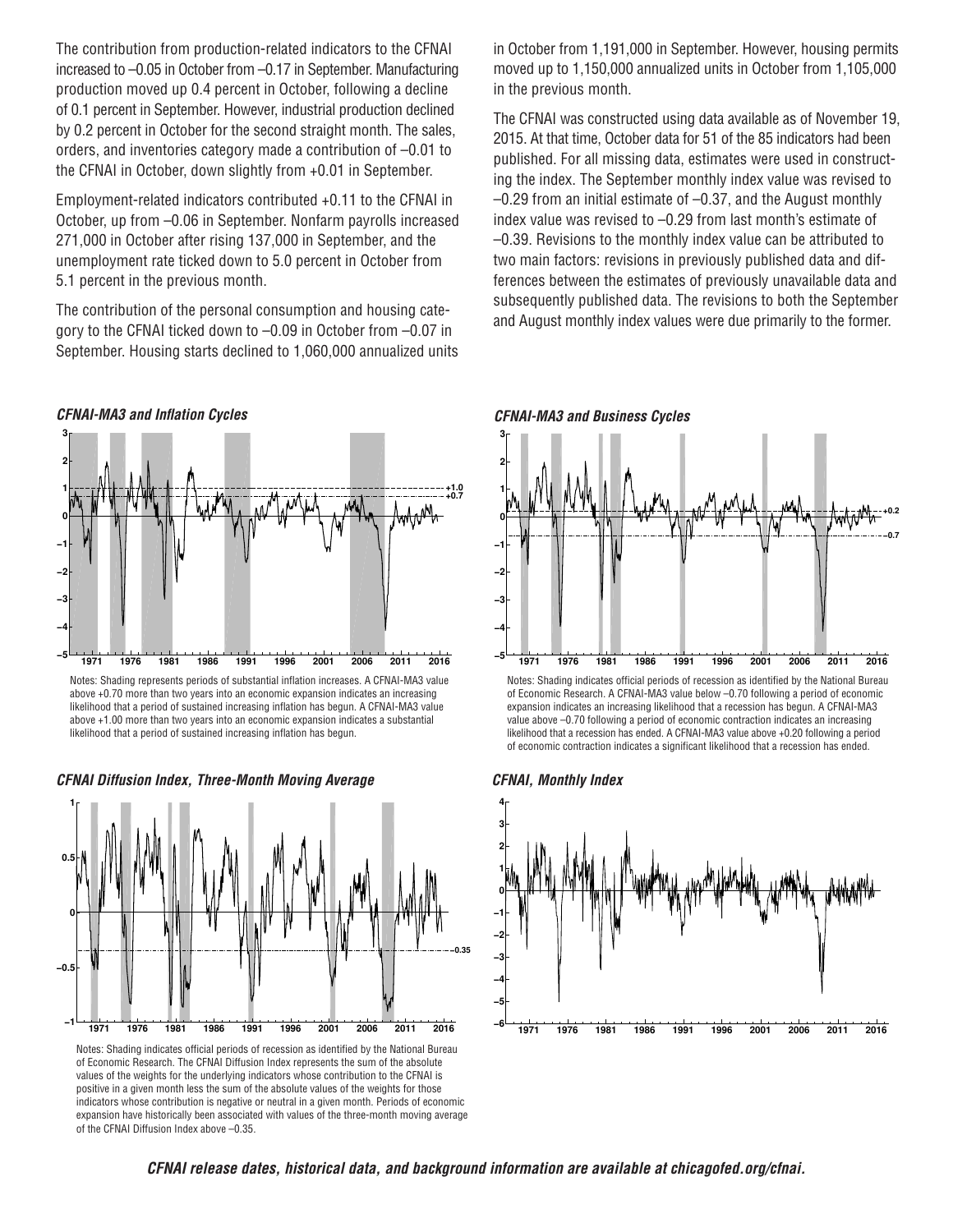The contribution from production-related indicators to the CFNAI increased to –0.05 in October from –0.17 in September. Manufacturing production moved up 0.4 percent in October, following a decline of 0.1 percent in September. However, industrial production declined by 0.2 percent in October for the second straight month. The sales, orders, and inventories category made a contribution of –0.01 to the CFNAI in October, down slightly from +0.01 in September.

Employment-related indicators contributed +0.11 to the CFNAI in October, up from –0.06 in September. Nonfarm payrolls increased 271,000 in October after rising 137,000 in September, and the unemployment rate ticked down to 5.0 percent in October from 5.1 percent in the previous month.

The contribution of the personal consumption and housing category to the CFNAI ticked down to –0.09 in October from –0.07 in September. Housing starts declined to 1,060,000 annualized units in October from 1,191,000 in September. However, housing permits moved up to 1,150,000 annualized units in October from 1,105,000 in the previous month.

The CFNAI was constructed using data available as of November 19, 2015. At that time, October data for 51 of the 85 indicators had been published. For all missing data, estimates were used in constructing the index. The September monthly index value was revised to –0.29 from an initial estimate of –0.37, and the August monthly index value was revised to –0.29 from last month's estimate of –0.39. Revisions to the monthly index value can be attributed to two main factors: revisions in previously published data and differences between the estimates of previously unavailable data and subsequently published data. The revisions to both the September and August monthly index values were due primarily to the former.

***CFNAI-MA3 and Inflation Cycles***

3
2
1
0
–1
–2
–3
–4
–5
+1.0
+0.7
1971 1976 1981 1986 1991 1996 2001 2006 2011 2016

Notes: Shading represents periods of substantial inflation increases. A CFNAI-MA3 value above +0.70 more than two years into an economic expansion indicates an increasing likelihood that a period of sustained increasing inflation has begun. A CFNAI-MA3 value above +1.00 more than two years into an economic expansion indicates a substantial likelihood that a period of sustained increasing inflation has begun.

***CFNAI-MA3 and Business Cycles***

3
2
1
0
–1
–2
–3
–4
–5
+0.2
–0.7
1971 1976 1981 1986 1991 1996 2001 2006 2011 2016

Notes: Shading indicates official periods of recession as identified by the National Bureau of Economic Research. A CFNAI-MA3 value below –0.70 following a period of economic expansion indicates an increasing likelihood that a recession has begun. A CFNAI-MA3 value above –0.70 following a period of economic contraction indicates an increasing likelihood that a recession has ended. A CFNAI-MA3 value above +0.20 following a period of economic contraction indicates a significant likelihood that a recession has ended.

***CFNAI Diffusion Index, Three-Month Moving Average***

1
0.5
0
–0.5
–1
–0.35
1971 1976 1981 1986 1991 1996 2001 2006 2011 2016

Notes: Shading indicates official periods of recession as identified by the National Bureau of Economic Research. The CFNAI Diffusion Index represents the sum of the absolute values of the weights for the underlying indicators whose contribution to the CFNAI is positive in a given month less the sum of the absolute values of the weights for those indicators whose contribution is negative or neutral in a given month. Periods of economic expansion have historically been associated with values of the three-month moving average of the CFNAI Diffusion Index above –0.35.

***CFNAI, Monthly Index***

4
3
2
1
0
–1
–2
–3
–4
–5
–6
1971 1976 1981 1986 1991 1996 2001 2006 2011 2016

***CFNAI release dates, historical data, and background information are available at chicagofed.org/cfnai.***